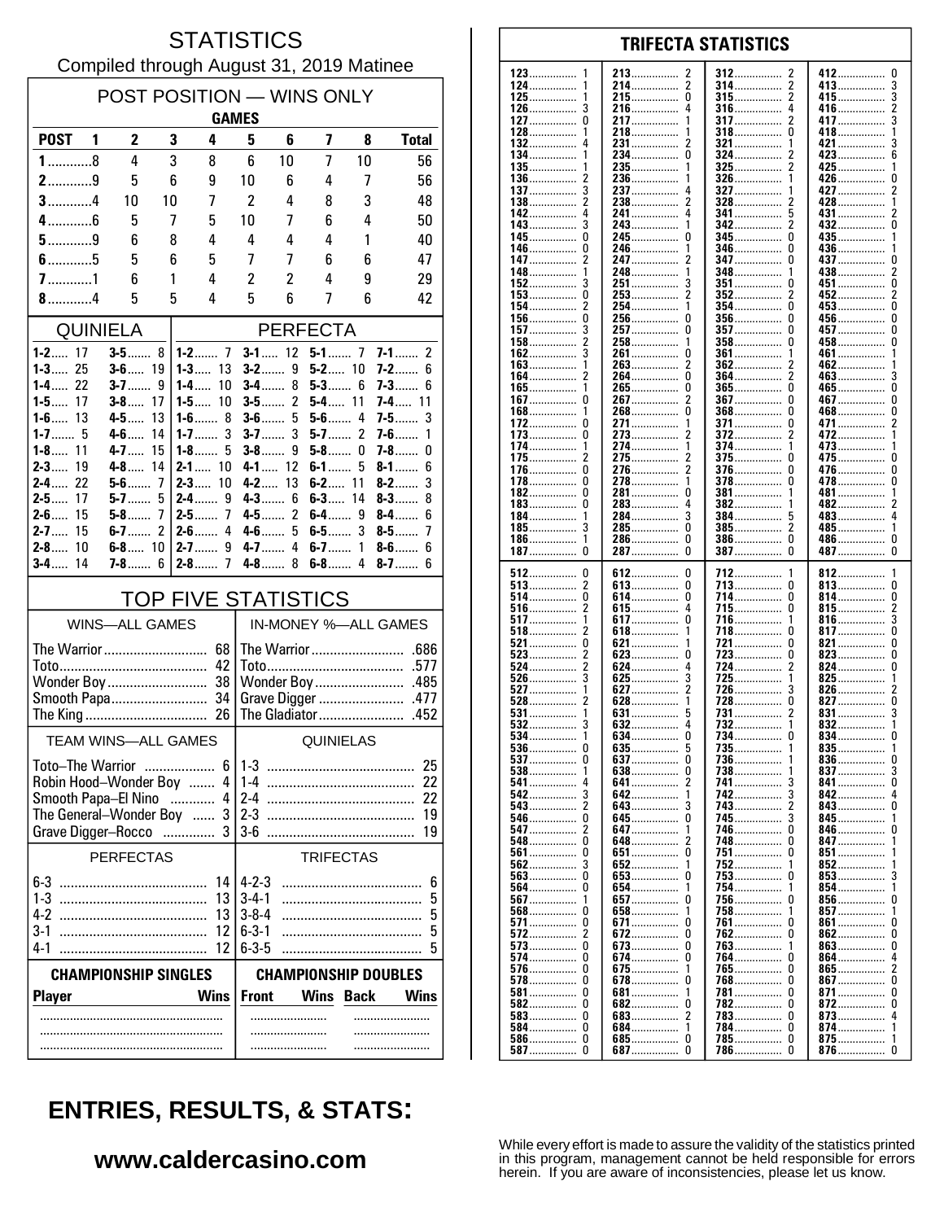# STATISTICS

Compiled through August 31, 2019 Matinee

## POST POSITION — WINS ONLY

| | GAMES | | | | | | | | |
|---|---|---|---|---|---|---|---|---|---|
| **POST** | **1** | **2** | **3** | **4** | **5** | **6** | **7** | **8** | **Total** |
| **1** | 8 | 4 | 3 | 8 | 6 | 10 | 7 | 10 | 56 |
| **2** | 9 | 5 | 6 | 9 | 10 | 6 | 4 | 7 | 56 |
| **3** | 4 | 10 | 10 | 7 | 2 | 4 | 8 | 3 | 48 |
| **4** | 6 | 5 | 7 | 5 | 10 | 7 | 6 | 4 | 50 |
| **5** | 9 | 6 | 8 | 4 | 4 | 4 | 4 | 1 | 40 |
| **6** | 5 | 5 | 6 | 5 | 7 | 7 | 6 | 6 | 47 |
| **7** | 1 | 6 | 1 | 4 | 2 | 2 | 4 | 9 | 29 |
| **8** | 4 | 5 | 5 | 4 | 5 | 6 | 7 | 6 | 42 |

## QUINIELA

| | | | |
|---|---|---|---|
| **1-2** | 17 | **3-5** | 8 |
| **1-3** | 25 | **3-6** | 19 |
| **1-4** | 22 | **3-7** | 9 |
| **1-5** | 17 | **3-8** | 17 |
| **1-6** | 13 | **4-5** | 13 |
| **1-7** | 5 | **4-6** | 14 |
| **1-8** | 11 | **4-7** | 15 |
| **2-3** | 19 | **4-8** | 14 |
| **2-4** | 22 | **5-6** | 7 |
| **2-5** | 17 | **5-7** | 5 |
| **2-6** | 15 | **5-8** | 7 |
| **2-7** | 15 | **6-7** | 2 |
| **2-8** | 10 | **6-8** | 10 |
| **3-4** | 14 | **7-8** | 6 |

## PERFECTA

| | | | | | | | |
|---|---|---|---|---|---|---|---|
| **1-2** | 7 | **3-1** | 12 | **5-1** | 7 | **7-1** | 2 |
| **1-3** | 13 | **3-2** | 9 | **5-2** | 10 | **7-2** | 6 |
| **1-4** | 10 | **3-4** | 8 | **5-3** | 6 | **7-3** | 6 |
| **1-5** | 10 | **3-5** | 2 | **5-4** | 11 | **7-4** | 11 |
| **1-6** | 8 | **3-6** | 5 | **5-6** | 4 | **7-5** | 3 |
| **1-7** | 3 | **3-7** | 3 | **5-7** | 2 | **7-6** | 1 |
| **1-8** | 5 | **3-8** | 9 | **5-8** | 0 | **7-8** | 0 |
| **2-1** | 10 | **4-1** | 12 | **6-1** | 5 | **8-1** | 6 |
| **2-3** | 10 | **4-2** | 13 | **6-2** | 11 | **8-2** | 3 |
| **2-4** | 9 | **4-3** | 6 | **6-3** | 14 | **8-3** | 8 |
| **2-5** | 7 | **4-5** | 2 | **6-4** | 9 | **8-4** | 6 |
| **2-6** | 4 | **4-6** | 5 | **6-5** | 3 | **8-5** | 7 |
| **2-7** | 9 | **4-7** | 4 | **6-7** | 1 | **8-6** | 6 |
| **2-8** | 7 | **4-8** | 8 | **6-8** | 4 | **8-7** | 6 |

## TOP FIVE STATISTICS

| WINS—ALL GAMES | | IN-MONEY %—ALL GAMES | |
|---|---|---|---|
| The Warrior | 68 | The Warrior | .686 |
| Toto | 42 | Toto | .577 |
| Wonder Boy | 38 | Wonder Boy | .485 |
| Smooth Papa | 34 | Grave Digger | .477 |
| The King | 26 | The Gladiator | .452 |

| TEAM WINS—ALL GAMES | | QUINIELAS | |
|---|---|---|---|
| Toto–The Warrior | 6 | 1-3 | 25 |
| Robin Hood–Wonder Boy | 4 | 1-4 | 22 |
| Smooth Papa–El Nino | 4 | 2-4 | 22 |
| The General–Wonder Boy | 3 | 2-3 | 19 |
| Grave Digger–Rocco | 3 | 3-6 | 19 |

| PERFECTAS | | TRIFECTAS | |
|---|---|---|---|
| 6-3 | 14 | 4-2-3 | 6 |
| 1-3 | 13 | 3-4-1 | 5 |
| 4-2 | 13 | 3-8-4 | 5 |
| 3-1 | 12 | 6-3-1 | 5 |
| 4-1 | 12 | 6-3-5 | 5 |

| CHAMPIONSHIP SINGLES | | CHAMPIONSHIP DOUBLES | | | |
|---|---|---|---|---|---|
| **Player** | **Wins** | **Front** | **Wins** | **Back** | **Wins** |
| | | | | | |
| | | | | | |
| | | | | | |

## TRIFECTA STATISTICS

| | | | | | | | |
|---|---|---|---|---|---|---|---|
| **123** | 1 | **213** | 2 | **312** | 2 | **412** | 0 |
| **124** | 1 | **214** | 2 | **314** | 2 | **413** | 3 |
| **125** | 1 | **215** | 0 | **315** | 2 | **415** | 3 |
| **126** | 3 | **216** | 4 | **316** | 4 | **416** | 2 |
| **127** | 0 | **217** | 1 | **317** | 2 | **417** | 3 |
| **128** | 1 | **218** | 1 | **318** | 0 | **418** | 1 |
| **132** | 4 | **231** | 2 | **321** | 1 | **421** | 3 |
| **134** | 1 | **234** | 0 | **324** | 2 | **423** | 6 |
| **135** | 1 | **235** | 1 | **325** | 2 | **425** | 1 |
| **136** | 2 | **236** | 1 | **326** | 1 | **426** | 0 |
| **137** | 3 | **237** | 4 | **327** | 1 | **427** | 2 |
| **138** | 2 | **238** | 2 | **328** | 2 | **428** | 1 |
| **142** | 4 | **241** | 4 | **341** | 5 | **431** | 2 |
| **143** | 3 | **243** | 1 | **342** | 2 | **432** | 0 |
| **145** | 0 | **245** | 0 | **345** | 0 | **435** | 1 |
| **146** | 0 | **246** | 1 | **346** | 0 | **436** | 1 |
| **147** | 2 | **247** | 2 | **347** | 0 | **437** | 0 |
| **148** | 1 | **248** | 1 | **348** | 1 | **438** | 2 |
| **152** | 3 | **251** | 3 | **351** | 0 | **451** | 0 |
| **153** | 0 | **253** | 2 | **352** | 2 | **452** | 2 |
| **154** | 2 | **254** | 1 | **354** | 0 | **453** | 0 |
| **156** | 0 | **256** | 0 | **356** | 0 | **456** | 0 |
| **157** | 3 | **257** | 0 | **357** | 0 | **457** | 0 |
| **158** | 2 | **258** | 1 | **358** | 0 | **458** | 0 |
| **162** | 3 | **261** | 0 | **361** | 1 | **461** | 1 |
| **163** | 1 | **263** | 2 | **362** | 2 | **462** | 1 |
| **164** | 2 | **264** | 0 | **364** | 2 | **463** | 3 |
| **165** | 1 | **265** | 0 | **365** | 0 | **465** | 0 |
| **167** | 0 | **267** | 2 | **367** | 0 | **467** | 0 |
| **168** | 1 | **268** | 0 | **368** | 0 | **468** | 0 |
| **172** | 0 | **271** | 1 | **371** | 0 | **471** | 2 |
| **173** | 0 | **273** | 2 | **372** | 2 | **472** | 1 |
| **174** | 1 | **274** | 1 | **374** | 1 | **473** | 1 |
| **175** | 2 | **275** | 2 | **375** | 0 | **475** | 0 |
| **176** | 0 | **276** | 2 | **376** | 0 | **476** | 0 |
| **178** | 0 | **278** | 1 | **378** | 0 | **478** | 0 |
| **182** | 0 | **281** | 0 | **381** | 1 | **481** | 1 |
| **183** | 0 | **283** | 4 | **382** | 1 | **482** | 2 |
| **184** | 1 | **284** | 3 | **384** | 5 | **483** | 4 |
| **185** | 3 | **285** | 0 | **385** | 2 | **485** | 1 |
| **186** | 1 | **286** | 0 | **386** | 0 | **486** | 0 |
| **187** | 0 | **287** | 0 | **387** | 0 | **487** | 0 |
| **512** | 0 | **612** | 0 | **712** | 1 | **812** | 1 |
| **513** | 2 | **613** | 0 | **713** | 0 | **813** | 0 |
| **514** | 0 | **614** | 0 | **714** | 0 | **814** | 0 |
| **516** | 2 | **615** | 4 | **715** | 0 | **815** | 2 |
| **517** | 1 | **617** | 0 | **716** | 1 | **816** | 3 |
| **518** | 2 | **618** | 1 | **718** | 0 | **817** | 0 |
| **521** | 0 | **621** | 1 | **721** | 0 | **821** | 0 |
| **523** | 2 | **623** | 0 | **723** | 0 | **823** | 0 |
| **524** | 2 | **624** | 4 | **724** | 2 | **824** | 0 |
| **526** | 3 | **625** | 3 | **725** | 1 | **825** | 1 |
| **527** | 1 | **627** | 2 | **726** | 3 | **826** | 2 |
| **528** | 2 | **628** | 1 | **728** | 0 | **827** | 0 |
| **531** | 1 | **631** | 5 | **731** | 2 | **831** | 3 |
| **532** | 3 | **632** | 4 | **732** | 1 | **832** | 1 |
| **534** | 1 | **634** | 0 | **734** | 0 | **834** | 0 |
| **536** | 0 | **635** | 5 | **735** | 1 | **835** | 1 |
| **537** | 0 | **637** | 0 | **736** | 1 | **836** | 0 |
| **538** | 1 | **638** | 0 | **738** | 1 | **837** | 3 |
| **541** | 4 | **641** | 2 | **741** | 3 | **841** | 0 |
| **542** | 3 | **642** | 1 | **742** | 3 | **842** | 4 |
| **543** | 2 | **643** | 3 | **743** | 2 | **843** | 0 |
| **546** | 0 | **645** | 0 | **745** | 3 | **845** | 1 |
| **547** | 2 | **647** | 1 | **746** | 0 | **846** | 0 |
| **548** | 0 | **648** | 2 | **748** | 0 | **847** | 1 |
| **561** | 0 | **651** | 0 | **751** | 0 | **851** | 1 |
| **562** | 3 | **652** | 1 | **752** | 1 | **852** | 1 |
| **563** | 0 | **653** | 0 | **753** | 0 | **853** | 3 |
| **564** | 0 | **654** | 1 | **754** | 1 | **854** | 1 |
| **567** | 1 | **657** | 0 | **756** | 0 | **856** | 0 |
| **568** | 0 | **658** | 1 | **758** | 1 | **857** | 1 |
| **571** | 0 | **671** | 0 | **761** | 0 | **861** | 0 |
| **572** | 2 | **672** | 0 | **762** | 0 | **862** | 0 |
| **573** | 0 | **673** | 0 | **763** | 1 | **863** | 0 |
| **574** | 0 | **674** | 0 | **764** | 0 | **864** | 4 |
| **576** | 0 | **675** | 1 | **765** | 0 | **865** | 2 |
| **578** | 0 | **678** | 0 | **768** | 0 | **867** | 0 |
| **581** | 0 | **681** | 1 | **781** | 0 | **871** | 0 |
| **582** | 0 | **682** | 0 | **782** | 0 | **872** | 0 |
| **583** | 0 | **683** | 2 | **783** | 0 | **873** | 4 |
| **584** | 0 | **684** | 1 | **784** | 0 | **874** | 1 |
| **586** | 0 | **685** | 0 | **785** | 0 | **875** | 1 |
| **587** | 0 | **687** | 0 | **786** | 0 | **876** | 0 |

## ENTRIES, RESULTS, & STATS:

**www.caldercasino.com**

While every effort is made to assure the validity of the statistics printed in this program, management cannot be held responsible for errors herein. If you are aware of inconsistencies, please let us know.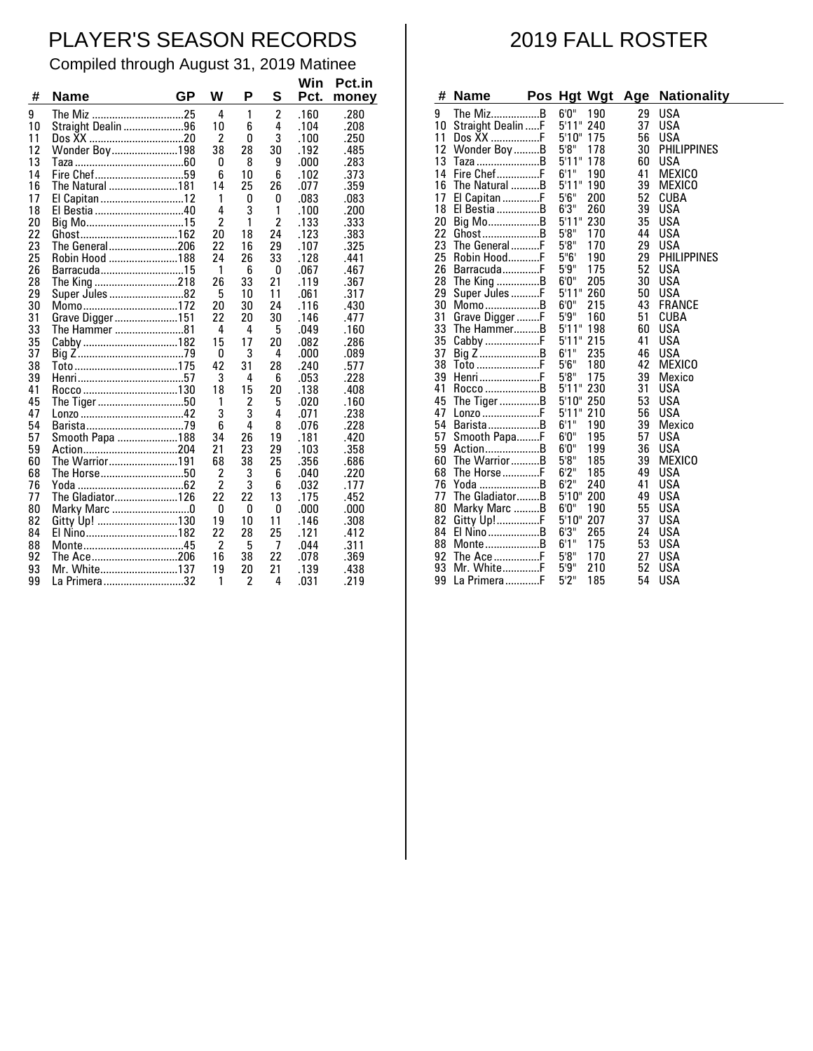# PLAYER'S SEASON RECORDS

Compiled through August 31, 2019 Matinee

| # | Name | GP | W | P | S | Win Pct. | Pct.in money |
|---|---|---|---|---|---|---|---|
| 9 | The Miz | 25 | 4 | 1 | 2 | .160 | .280 |
| 10 | Straight Dealin | 96 | 10 | 6 | 4 | .104 | .208 |
| 11 | Dos XX | 20 | 2 | 0 | 3 | .100 | .250 |
| 12 | Wonder Boy | 198 | 38 | 28 | 30 | .192 | .485 |
| 13 | Taza | 60 | 0 | 8 | 9 | .000 | .283 |
| 14 | Fire Chef | 59 | 6 | 10 | 6 | .102 | .373 |
| 16 | The Natural | 181 | 14 | 25 | 26 | .077 | .359 |
| 17 | El Capitan | 12 | 1 | 0 | 0 | .083 | .083 |
| 18 | El Bestia | 40 | 4 | 3 | 1 | .100 | .200 |
| 20 | Big Mo | 15 | 2 | 1 | 2 | .133 | .333 |
| 22 | Ghost | 162 | 20 | 18 | 24 | .123 | .383 |
| 23 | The General | 206 | 22 | 16 | 29 | .107 | .325 |
| 25 | Robin Hood | 188 | 24 | 26 | 33 | .128 | .441 |
| 26 | Barracuda | 15 | 1 | 6 | 0 | .067 | .467 |
| 28 | The King | 218 | 26 | 33 | 21 | .119 | .367 |
| 29 | Super Jules | 82 | 5 | 10 | 11 | .061 | .317 |
| 30 | Momo | 172 | 20 | 30 | 24 | .116 | .430 |
| 31 | Grave Digger | 151 | 22 | 20 | 30 | .146 | .477 |
| 33 | The Hammer | 81 | 4 | 4 | 5 | .049 | .160 |
| 35 | Cabby | 182 | 15 | 17 | 20 | .082 | .286 |
| 37 | Big Z | 79 | 0 | 3 | 4 | .000 | .089 |
| 38 | Toto | 175 | 42 | 31 | 28 | .240 | .577 |
| 39 | Henri | 57 | 3 | 4 | 6 | .053 | .228 |
| 41 | Rocco | 130 | 18 | 15 | 20 | .138 | .408 |
| 45 | The Tiger | 50 | 1 | 2 | 5 | .020 | .160 |
| 47 | Lonzo | 42 | 3 | 3 | 4 | .071 | .238 |
| 54 | Barista | 79 | 6 | 4 | 8 | .076 | .228 |
| 57 | Smooth Papa | 188 | 34 | 26 | 19 | .181 | .420 |
| 59 | Action | 204 | 21 | 23 | 29 | .103 | .358 |
| 60 | The Warrior | 191 | 68 | 38 | 25 | .356 | .686 |
| 68 | The Horse | 50 | 2 | 3 | 6 | .040 | .220 |
| 76 | Yoda | 62 | 2 | 3 | 6 | .032 | .177 |
| 77 | The Gladiator | 126 | 22 | 22 | 13 | .175 | .452 |
| 80 | Marky Marc | 0 | 0 | 0 | 0 | .000 | .000 |
| 82 | Gitty Up! | 130 | 19 | 10 | 11 | .146 | .308 |
| 84 | El Nino | 182 | 22 | 28 | 25 | .121 | .412 |
| 88 | Monte | 45 | 2 | 5 | 7 | .044 | .311 |
| 92 | The Ace | 206 | 16 | 38 | 22 | .078 | .369 |
| 93 | Mr. White | 137 | 19 | 20 | 21 | .139 | .438 |
| 99 | La Primera | 32 | 1 | 2 | 4 | .031 | .219 |

# 2019 FALL ROSTER

| # | Name | Pos | Hgt | Wgt | Age | Nationality |
|---|---|---|---|---|---|---|
| 9 | The Miz | B | 6'0" | 190 | 29 | USA |
| 10 | Straight Dealin | F | 5'11" | 240 | 37 | USA |
| 11 | Dos XX | F | 5'10" | 175 | 56 | USA |
| 12 | Wonder Boy | B | 5'8" | 178 | 30 | PHILIPPINES |
| 13 | Taza | B | 5'11" | 178 | 60 | USA |
| 14 | Fire Chef | F | 6'1" | 190 | 41 | MEXICO |
| 16 | The Natural | B | 5'11" | 190 | 39 | MEXICO |
| 17 | El Capitan | F | 5'6" | 200 | 52 | CUBA |
| 18 | El Bestia | B | 6'3" | 260 | 39 | USA |
| 20 | Big Mo | B | 5'11" | 230 | 35 | USA |
| 22 | Ghost | B | 5'8" | 170 | 44 | USA |
| 23 | The General | F | 5'8" | 170 | 29 | USA |
| 25 | Robin Hood | F | 5"6' | 190 | 29 | PHILIPPINES |
| 26 | Barracuda | F | 5'9" | 175 | 52 | USA |
| 28 | The King | B | 6'0" | 205 | 30 | USA |
| 29 | Super Jules | F | 5'11" | 260 | 50 | USA |
| 30 | Momo | B | 6'0" | 215 | 43 | FRANCE |
| 31 | Grave Digger | F | 5'9" | 160 | 51 | CUBA |
| 33 | The Hammer | B | 5'11" | 198 | 60 | USA |
| 35 | Cabby | F | 5'11" | 215 | 41 | USA |
| 37 | Big Z | B | 6'1" | 235 | 46 | USA |
| 38 | Toto | F | 5'6" | 180 | 42 | MEXICO |
| 39 | Henri | F | 5'8" | 175 | 39 | Mexico |
| 41 | Rocco | B | 5'11" | 230 | 31 | USA |
| 45 | The Tiger | B | 5'10" | 250 | 53 | USA |
| 47 | Lonzo | F | 5'11" | 210 | 56 | USA |
| 54 | Barista | B | 6'1" | 190 | 39 | Mexico |
| 57 | Smooth Papa | F | 6'0" | 195 | 57 | USA |
| 59 | Action | B | 6'0" | 199 | 36 | USA |
| 60 | The Warrior | B | 5'8" | 185 | 39 | MEXICO |
| 68 | The Horse | F | 6'2" | 185 | 49 | USA |
| 76 | Yoda | B | 6'2" | 240 | 41 | USA |
| 77 | The Gladiator | B | 5'10" | 200 | 49 | USA |
| 80 | Marky Marc | B | 6'0" | 190 | 55 | USA |
| 82 | Gitty Up! | F | 5'10" | 207 | 37 | USA |
| 84 | El Nino | B | 6'3" | 265 | 24 | USA |
| 88 | Monte | B | 6'1" | 175 | 53 | USA |
| 92 | The Ace | F | 5'8" | 170 | 27 | USA |
| 93 | Mr. White | F | 5'9" | 210 | 52 | USA |
| 99 | La Primera | F | 5'2" | 185 | 54 | USA |